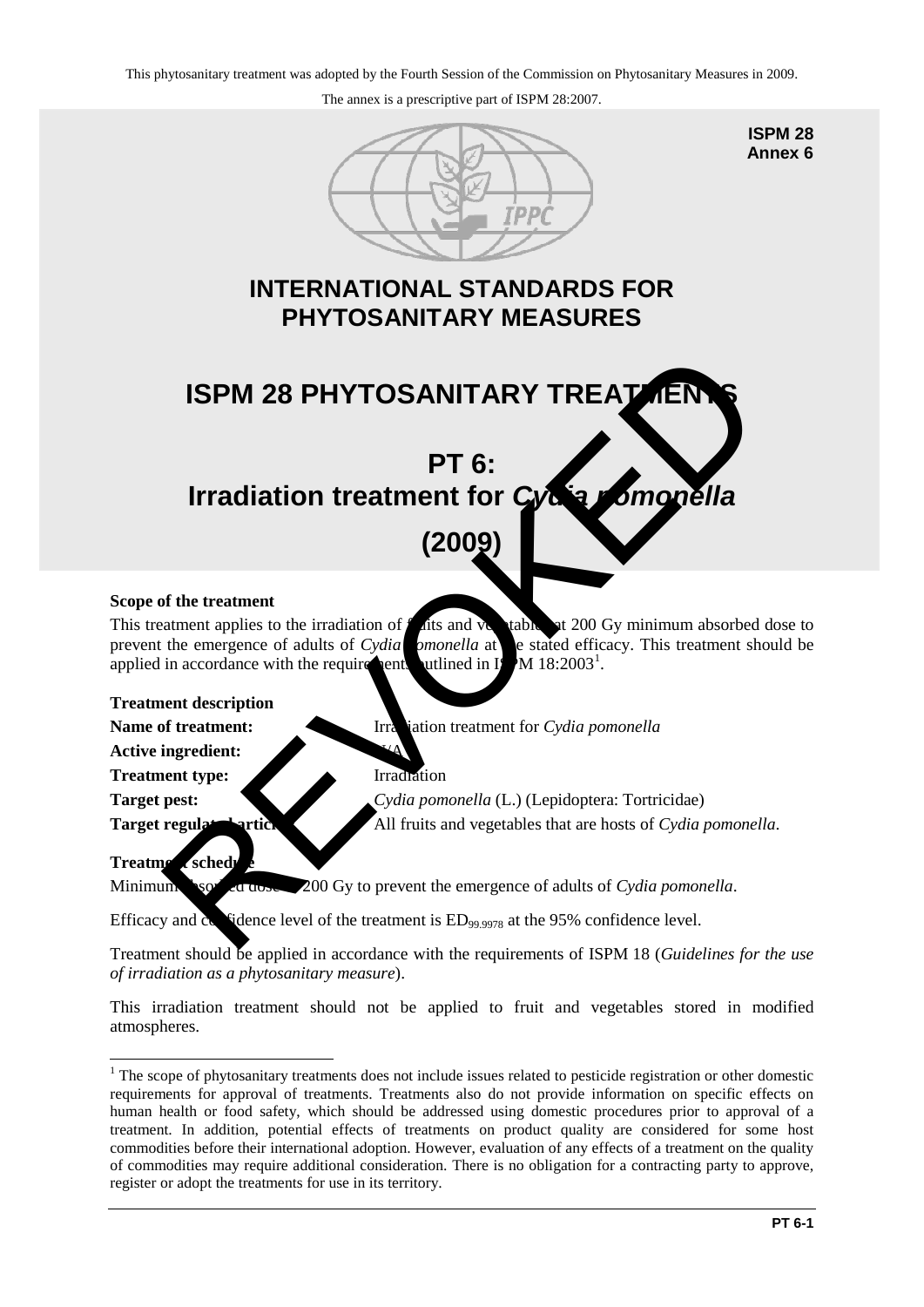This phytosanitary treatment was adopted by the Fourth Session of the Commission on Phytosanitary Measures in 2009.

The annex is a prescriptive part of ISPM 28:2007.

**ISPM 28**
**Annex 6**

# INTERNATIONAL STANDARDS FOR PHYTOSANITARY MEASURES

# ISPM 28 PHYTOSANITARY TREATMENTS

# PT 6: Irradiation treatment for *Cydia pomonella*

# (2009)

REVOKED

**Scope of the treatment**

This treatment applies to the irradiation of fruits and vegetables at 200 Gy minimum absorbed dose to prevent the emergence of adults of *Cydia pomonella* at the stated efficacy. This treatment should be applied in accordance with the requirements outlined in ISPM 18:2003[1].

**Treatment description**

**Name of treatment:** Irradiation treatment for *Cydia pomonella*

**Active ingredient:** N/A

**Treatment type:** Irradiation

**Target pest:** *Cydia pomonella* (L.) (Lepidoptera: Tortricidae)

**Target regulated articles:** All fruits and vegetables that are hosts of *Cydia pomonella*.

**Treatment schedule**

Minimum absorbed dose of 200 Gy to prevent the emergence of adults of *Cydia pomonella*.

Efficacy and confidence level of the treatment is $ED_{99.9978}$ at the 95% confidence level.

Treatment should be applied in accordance with the requirements of ISPM 18 (*Guidelines for the use of irradiation as a phytosanitary measure*).

This irradiation treatment should not be applied to fruit and vegetables stored in modified atmospheres.

---

[1] The scope of phytosanitary treatments does not include issues related to pesticide registration or other domestic requirements for approval of treatments. Treatments also do not provide information on specific effects on human health or food safety, which should be addressed using domestic procedures prior to approval of a treatment. In addition, potential effects of treatments on product quality are considered for some host commodities before their international adoption. However, evaluation of any effects of a treatment on the quality of commodities may require additional consideration. There is no obligation for a contracting party to approve, register or adopt the treatments for use in its territory.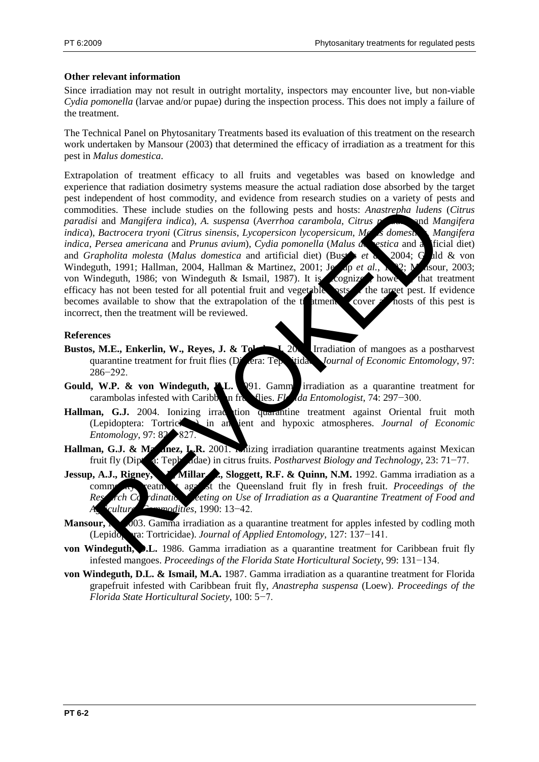**Other relevant information**

Since irradiation may not result in outright mortality, inspectors may encounter live, but non-viable *Cydia pomonella* (larvae and/or pupae) during the inspection process. This does not imply a failure of the treatment.

The Technical Panel on Phytosanitary Treatments based its evaluation of this treatment on the research work undertaken by Mansour (2003) that determined the efficacy of irradiation as a treatment for this pest in *Malus domestica*.

Extrapolation of treatment efficacy to all fruits and vegetables was based on knowledge and experience that radiation dosimetry systems measure the actual radiation dose absorbed by the target pest independent of host commodity, and evidence from research studies on a variety of pests and commodities. These include studies on the following pests and hosts: *Anastrepha ludens* (*Citrus paradisi* and *Mangifera indica*), *A. suspensa* (*Averrhoa carambola*, *Citrus paradisi* and *Mangifera indica*), *Bactrocera tryoni* (*Citrus sinensis*, *Lycopersicon lycopersicum*, *Malus domestica*, *Mangifera indica*, *Persea americana* and *Prunus avium*), *Cydia pomonella* (*Malus domestica* and artificial diet) and *Grapholita molesta* (*Malus domestica* and artificial diet) (Bustos *et al.*, 2004; Gould & von Windeguth, 1991; Hallman, 2004, Hallman & Martinez, 2001; Jessup *et al.*, 1992; Mansour, 2003; von Windeguth, 1986; von Windeguth & Ismail, 1987). It is recognized, however, that treatment efficacy has not been tested for all potential fruit and vegetable hosts of the target pest. If evidence becomes available to show that the extrapolation of the treatment to cover all hosts of this pest is incorrect, then the treatment will be reviewed.

**References**

**Bustos, M.E., Enkerlin, W., Reyes, J. & Toledo, J.** 2004. Irradiation of mangoes as a postharvest quarantine treatment for fruit flies (Diptera: Tephritidae). *Journal of Economic Entomology*, 97: 286−292.

**Gould, W.P. & von Windeguth, D.L.** 1991. Gamma irradiation as a quarantine treatment for carambolas infested with Caribbean fruit flies. *Florida Entomologist*, 74: 297−300.

**Hallman, G.J.** 2004. Ionizing irradiation quarantine treatment against Oriental fruit moth (Lepidoptera: Tortricidae) in ambient and hypoxic atmospheres. *Journal of Economic Entomology*, 97: 824−827.

**Hallman, G.J. & Martinez, L.R.** 2001. Ionizing irradiation quarantine treatments against Mexican fruit fly (Diptera: Tephritidae) in citrus fruits. *Postharvest Biology and Technology*, 23: 71−77.

**Jessup, A.J., Rigney, C.J., Millar, A., Sloggett, R.F. & Quinn, N.M.** 1992. Gamma irradiation as a commodity treatment against the Queensland fruit fly in fresh fruit. *Proceedings of the Research Coordination Meeting on Use of Irradiation as a Quarantine Treatment of Food and Agricultural Commodities*, 1990: 13−42.

**Mansour, M.** 2003. Gamma irradiation as a quarantine treatment for apples infested by codling moth (Lepidoptera: Tortricidae). *Journal of Applied Entomology*, 127: 137−141.

**von Windeguth, D.L.** 1986. Gamma irradiation as a quarantine treatment for Caribbean fruit fly infested mangoes. *Proceedings of the Florida State Horticultural Society*, 99: 131−134.

**von Windeguth, D.L. & Ismail, M.A.** 1987. Gamma irradiation as a quarantine treatment for Florida grapefruit infested with Caribbean fruit fly, *Anastrepha suspensa* (Loew). *Proceedings of the Florida State Horticultural Society*, 100: 5−7.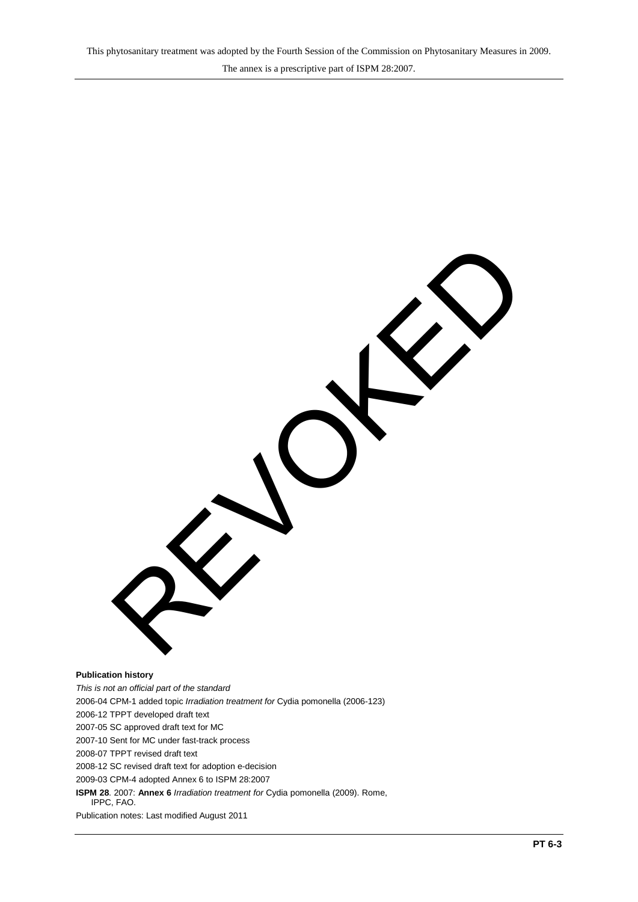This phytosanitary treatment was adopted by the Fourth Session of the Commission on Phytosanitary Measures in 2009.

The annex is a prescriptive part of ISPM 28:2007.

REVOKED

**Publication history**

*This is not an official part of the standard*

2006-04 CPM-1 added topic *Irradiation treatment for* Cydia pomonella (2006-123)

2006-12 TPPT developed draft text

2007-05 SC approved draft text for MC

2007-10 Sent for MC under fast-track process

2008-07 TPPT revised draft text

2008-12 SC revised draft text for adoption e-decision

2009-03 CPM-4 adopted Annex 6 to ISPM 28:2007

**ISPM 28**. 2007: **Annex 6** *Irradiation treatment for* Cydia pomonella (2009). Rome, IPPC, FAO.

Publication notes: Last modified August 2011